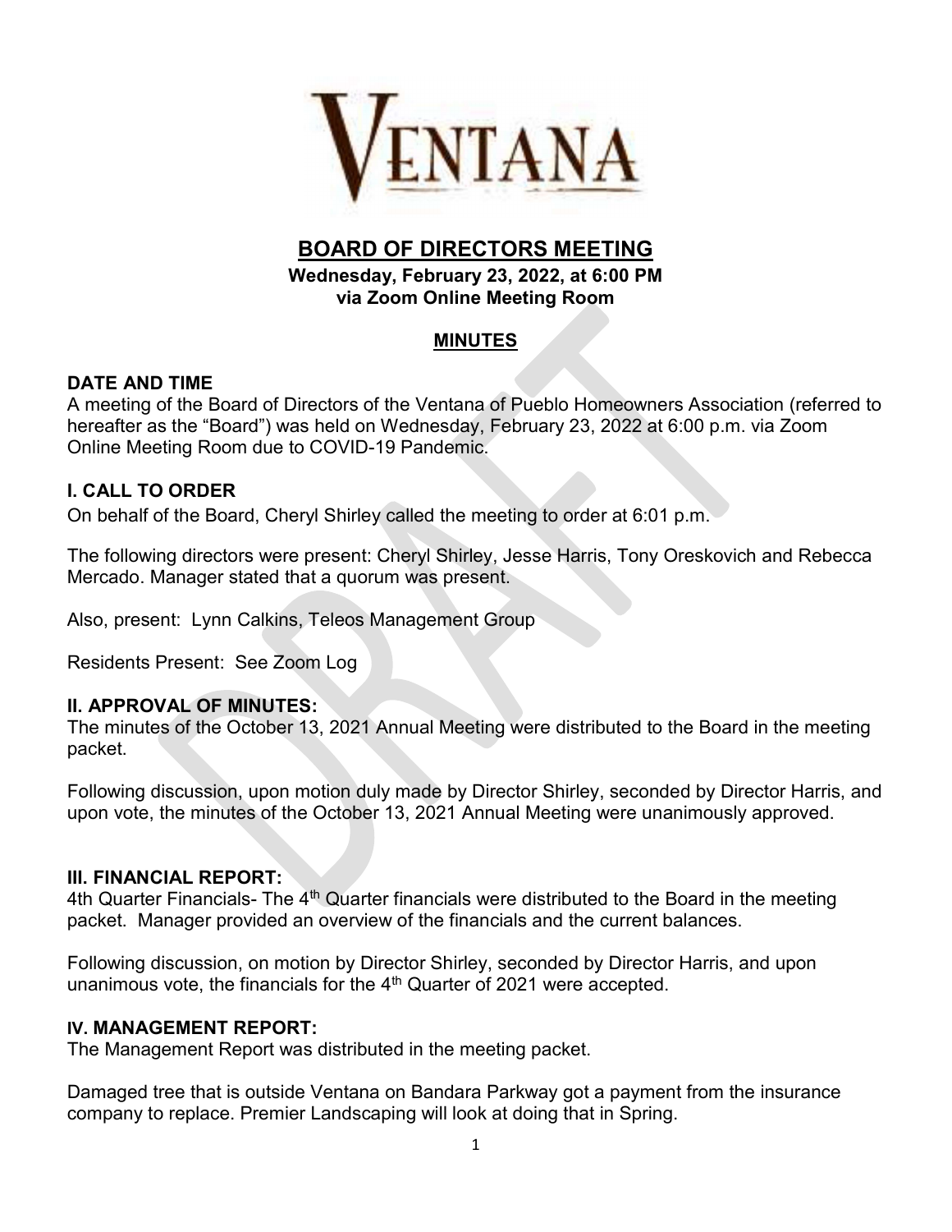# VENTANA

## BOARD OF DIRECTORS MEETING

**Wednesday, February 23, 2022, at 6:00 PM**
**via Zoom Online Meeting Room**

### MINUTES

### DATE AND TIME

A meeting of the Board of Directors of the Ventana of Pueblo Homeowners Association (referred to hereafter as the "Board") was held on Wednesday, February 23, 2022 at 6:00 p.m. via Zoom Online Meeting Room due to COVID-19 Pandemic.

### I. CALL TO ORDER

On behalf of the Board, Cheryl Shirley called the meeting to order at 6:01 p.m.

The following directors were present: Cheryl Shirley, Jesse Harris, Tony Oreskovich and Rebecca Mercado. Manager stated that a quorum was present.

Also, present: Lynn Calkins, Teleos Management Group

Residents Present: See Zoom Log

### II. APPROVAL OF MINUTES:

The minutes of the October 13, 2021 Annual Meeting were distributed to the Board in the meeting packet.

Following discussion, upon motion duly made by Director Shirley, seconded by Director Harris, and upon vote, the minutes of the October 13, 2021 Annual Meeting were unanimously approved.

### III. FINANCIAL REPORT:

4th Quarter Financials- The 4th Quarter financials were distributed to the Board in the meeting packet. Manager provided an overview of the financials and the current balances.

Following discussion, on motion by Director Shirley, seconded by Director Harris, and upon unanimous vote, the financials for the 4th Quarter of 2021 were accepted.

### IV. MANAGEMENT REPORT:

The Management Report was distributed in the meeting packet.

Damaged tree that is outside Ventana on Bandara Parkway got a payment from the insurance company to replace. Premier Landscaping will look at doing that in Spring.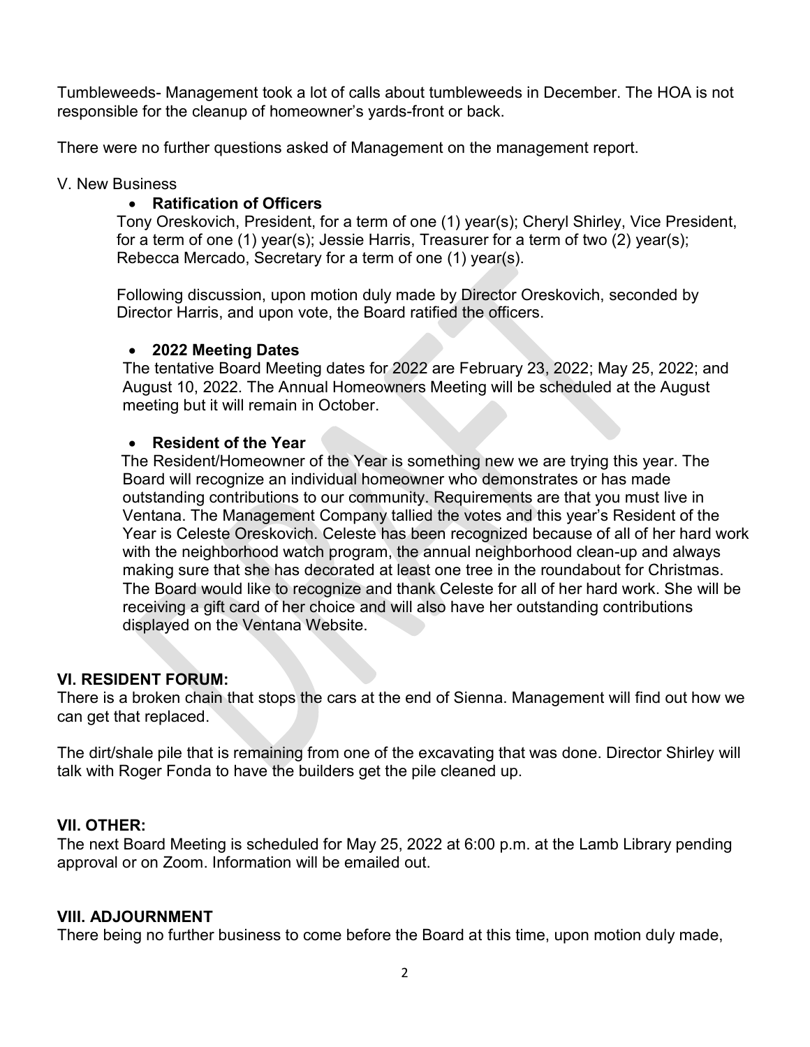Tumbleweeds- Management took a lot of calls about tumbleweeds in December. The HOA is not responsible for the cleanup of homeowner's yards-front or back.

There were no further questions asked of Management on the management report.

V. New Business

- **Ratification of Officers**

Tony Oreskovich, President, for a term of one (1) year(s); Cheryl Shirley, Vice President, for a term of one (1) year(s); Jessie Harris, Treasurer for a term of two (2) year(s); Rebecca Mercado, Secretary for a term of one (1) year(s).

Following discussion, upon motion duly made by Director Oreskovich, seconded by Director Harris, and upon vote, the Board ratified the officers.

- **2022 Meeting Dates**

The tentative Board Meeting dates for 2022 are February 23, 2022; May 25, 2022; and August 10, 2022. The Annual Homeowners Meeting will be scheduled at the August meeting but it will remain in October.

- **Resident of the Year**

The Resident/Homeowner of the Year is something new we are trying this year. The Board will recognize an individual homeowner who demonstrates or has made outstanding contributions to our community. Requirements are that you must live in Ventana. The Management Company tallied the votes and this year's Resident of the Year is Celeste Oreskovich. Celeste has been recognized because of all of her hard work with the neighborhood watch program, the annual neighborhood clean-up and always making sure that she has decorated at least one tree in the roundabout for Christmas. The Board would like to recognize and thank Celeste for all of her hard work. She will be receiving a gift card of her choice and will also have her outstanding contributions displayed on the Ventana Website.

## VI. RESIDENT FORUM:

There is a broken chain that stops the cars at the end of Sienna. Management will find out how we can get that replaced.

The dirt/shale pile that is remaining from one of the excavating that was done. Director Shirley will talk with Roger Fonda to have the builders get the pile cleaned up.

## VII. OTHER:

The next Board Meeting is scheduled for May 25, 2022 at 6:00 p.m. at the Lamb Library pending approval or on Zoom. Information will be emailed out.

## VIII. ADJOURNMENT

There being no further business to come before the Board at this time, upon motion duly made,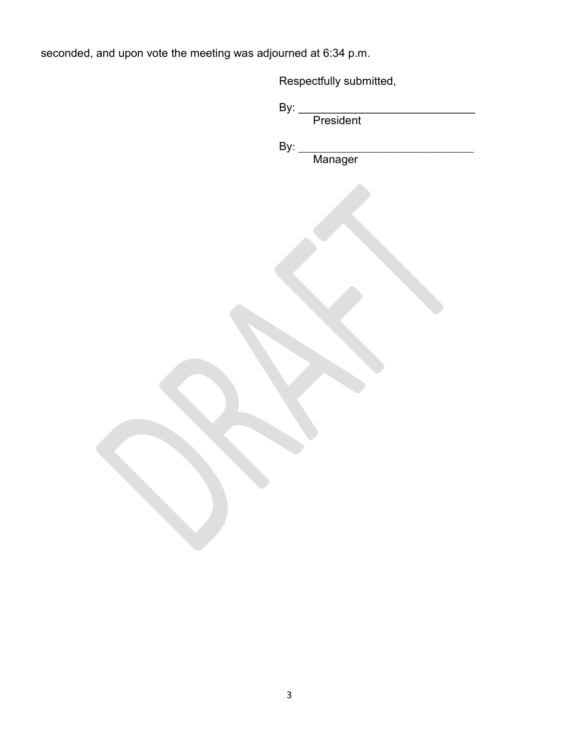seconded, and upon vote the meeting was adjourned at 6:34 p.m.

Respectfully submitted,

By: _____________________________
President

By: _____________________________
Manager

DRAFT